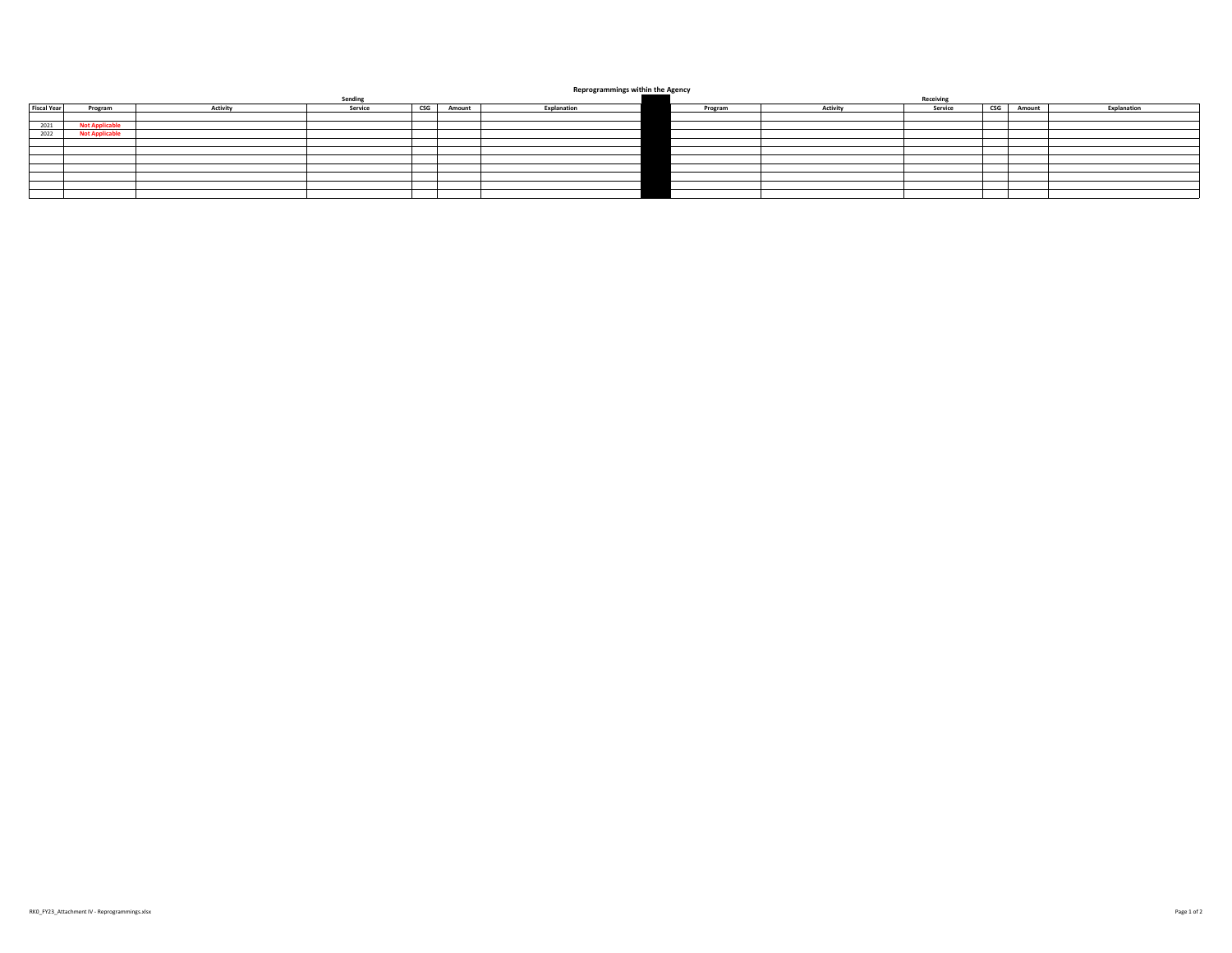# Reprogrammings within the Agency

| | Sending | | | | | | | Receiving | | | | | |
|---|---|---|---|---|---|---|---|---|---|---|---|---|---|
| Fiscal Year | Program | Activity | Service | CSG | Amount | Explanation | | Program | Activity | Service | CSG | Amount | Explanation |
| | | | | | | | | | | | | | |
| 2021 | Not Applicable | | | | | | | | | | | | |
| 2022 | Not Applicable | | | | | | | | | | | | |
| | | | | | | | | | | | | | |
| | | | | | | | | | | | | | |
| | | | | | | | | | | | | | |
| | | | | | | | | | | | | | |
| | | | | | | | | | | | | | |
| | | | | | | | | | | | | | |
| | | | | | | | | | | | | | |

RK0_FY23_Attachment IV - Reprogrammings.xlsx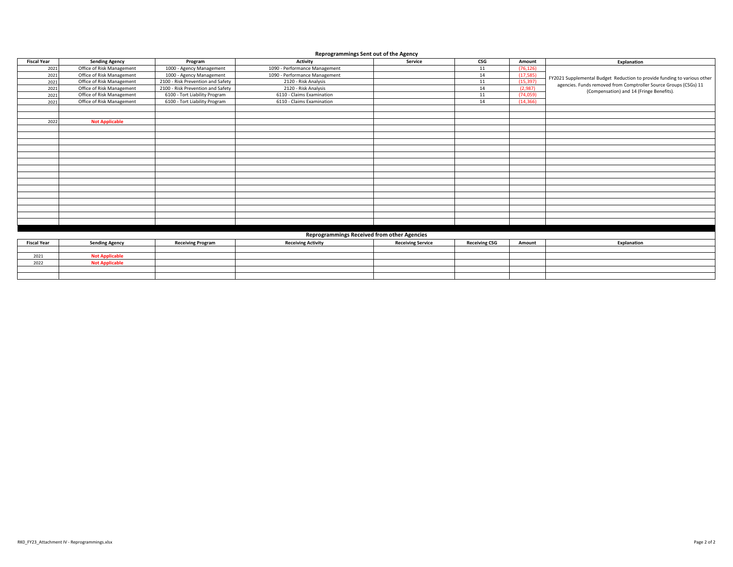## Reprogrammings Sent out of the Agency

| Fiscal Year | Sending Agency | Program | Activity | Service | CSG | Amount | Explanation |
|---|---|---|---|---|---|---|---|
| 2021 | Office of Risk Management | 1000 - Agency Management | 1090 - Performance Management | | 11 | (76,126) | FY2021 Supplemental Budget Reduction to provide funding to various other agencies. Funds removed from Comptroller Source Groups (CSGs) 11 (Compensation) and 14 (Fringe Benefits). |
| 2021 | Office of Risk Management | 1000 - Agency Management | 1090 - Performance Management | | 14 | (17,585) | |
| 2021 | Office of Risk Management | 2100 - Risk Prevention and Safety | 2120 - Risk Analysis | | 11 | (15,397) | |
| 2021 | Office of Risk Management | 2100 - Risk Prevention and Safety | 2120 - Risk Analysis | | 14 | (2,987) | |
| 2021 | Office of Risk Management | 6100 - Tort Liability Program | 6110 - Claims Examination | | 11 | (74,059) | |
| 2021 | Office of Risk Management | 6100 - Tort Liability Program | 6110 - Claims Examination | | 14 | (14,366) | |
| | | | | | | | |
| | | | | | | | |
| 2022 | **Not Applicable** | | | | | | |

## Reprogrammings Received from other Agencies

| Fiscal Year | Sending Agency | Receiving Program | Receiving Activity | Receiving Service | Receiving CSG | Amount | Explanation |
|---|---|---|---|---|---|---|---|
| | | | | | | | |
| 2021 | **Not Applicable** | | | | | | |
| 2022 | **Not Applicable** | | | | | | |

RK0_FY23_Attachment IV - Reprogrammings.xlsx